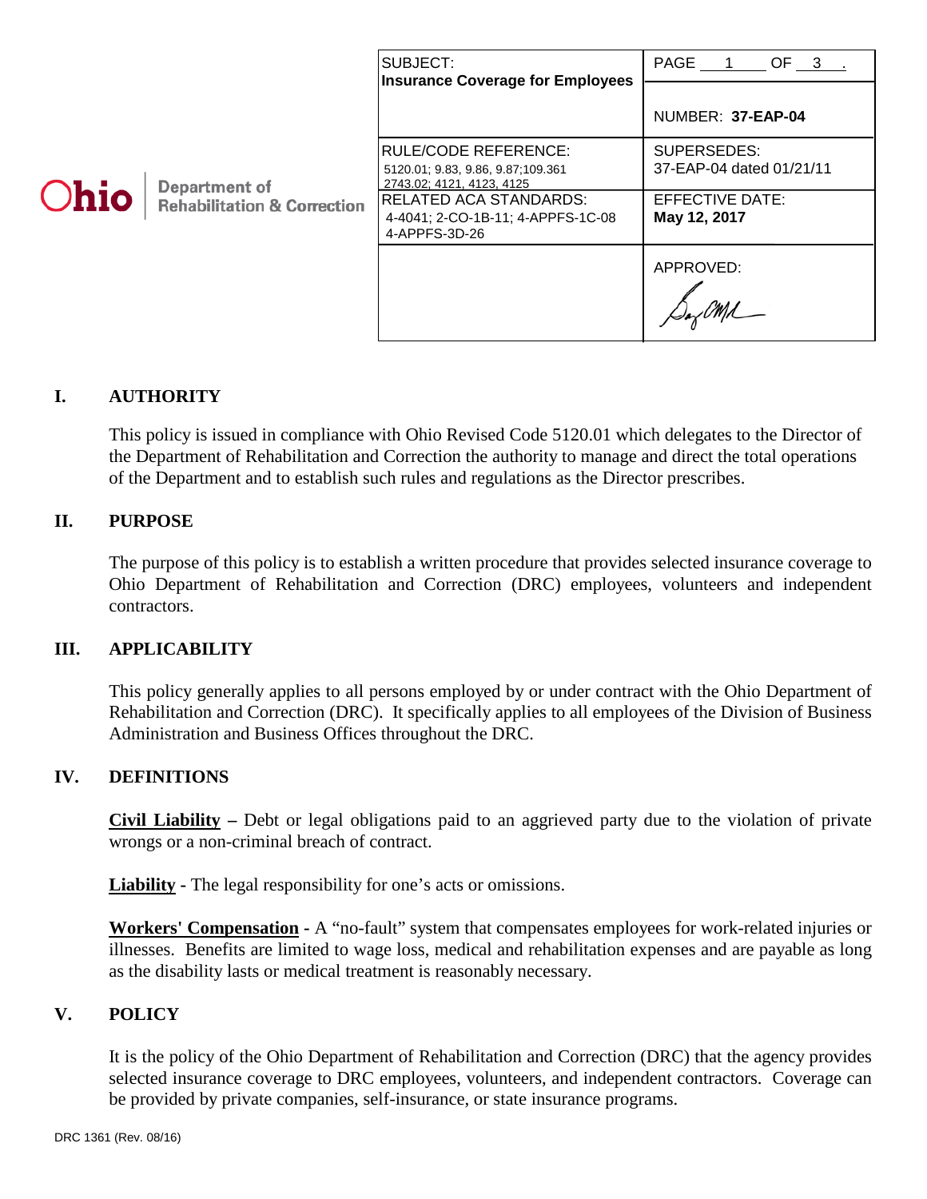Ohio Department of Rehabilitation & Correction

| SUBJECT: **Insurance Coverage for Employees** | PAGE 1 OF 3 . |
|---|---|
| | NUMBER: **37-EAP-04** |
| RULE/CODE REFERENCE: 5120.01; 9.83, 9.86, 9.87;109.361 2743.02; 4121, 4123, 4125 | SUPERSEDES: 37-EAP-04 dated 01/21/11 |
| RELATED ACA STANDARDS: 4-4041; 2-CO-1B-11; 4-APPFS-1C-08 4-APPFS-3D-26 | EFFECTIVE DATE: **May 12, 2017** |
| | APPROVED: |

## I. AUTHORITY

This policy is issued in compliance with Ohio Revised Code 5120.01 which delegates to the Director of the Department of Rehabilitation and Correction the authority to manage and direct the total operations of the Department and to establish such rules and regulations as the Director prescribes.

## II. PURPOSE

The purpose of this policy is to establish a written procedure that provides selected insurance coverage to Ohio Department of Rehabilitation and Correction (DRC) employees, volunteers and independent contractors.

## III. APPLICABILITY

This policy generally applies to all persons employed by or under contract with the Ohio Department of Rehabilitation and Correction (DRC). It specifically applies to all employees of the Division of Business Administration and Business Offices throughout the DRC.

## IV. DEFINITIONS

**Civil Liability** – Debt or legal obligations paid to an aggrieved party due to the violation of private wrongs or a non-criminal breach of contract.

**Liability** - The legal responsibility for one's acts or omissions.

**Workers' Compensation** - A "no-fault" system that compensates employees for work-related injuries or illnesses. Benefits are limited to wage loss, medical and rehabilitation expenses and are payable as long as the disability lasts or medical treatment is reasonably necessary.

## V. POLICY

It is the policy of the Ohio Department of Rehabilitation and Correction (DRC) that the agency provides selected insurance coverage to DRC employees, volunteers, and independent contractors. Coverage can be provided by private companies, self-insurance, or state insurance programs.

DRC 1361 (Rev. 08/16)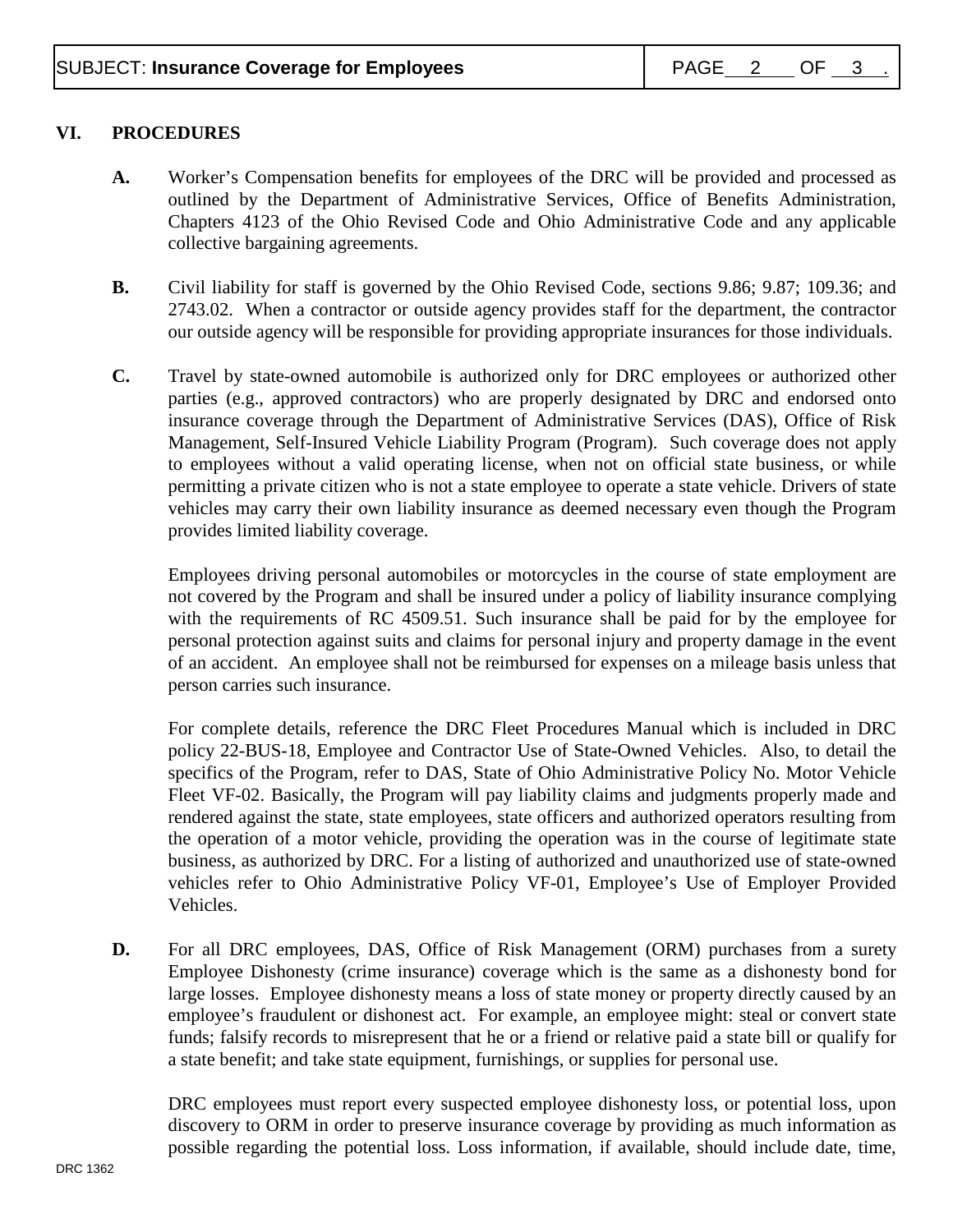## VI. PROCEDURES

**A.** Worker's Compensation benefits for employees of the DRC will be provided and processed as outlined by the Department of Administrative Services, Office of Benefits Administration, Chapters 4123 of the Ohio Revised Code and Ohio Administrative Code and any applicable collective bargaining agreements.

**B.** Civil liability for staff is governed by the Ohio Revised Code, sections 9.86; 9.87; 109.36; and 2743.02. When a contractor or outside agency provides staff for the department, the contractor our outside agency will be responsible for providing appropriate insurances for those individuals.

**C.** Travel by state-owned automobile is authorized only for DRC employees or authorized other parties (e.g., approved contractors) who are properly designated by DRC and endorsed onto insurance coverage through the Department of Administrative Services (DAS), Office of Risk Management, Self-Insured Vehicle Liability Program (Program). Such coverage does not apply to employees without a valid operating license, when not on official state business, or while permitting a private citizen who is not a state employee to operate a state vehicle. Drivers of state vehicles may carry their own liability insurance as deemed necessary even though the Program provides limited liability coverage.

Employees driving personal automobiles or motorcycles in the course of state employment are not covered by the Program and shall be insured under a policy of liability insurance complying with the requirements of RC 4509.51. Such insurance shall be paid for by the employee for personal protection against suits and claims for personal injury and property damage in the event of an accident. An employee shall not be reimbursed for expenses on a mileage basis unless that person carries such insurance.

For complete details, reference the DRC Fleet Procedures Manual which is included in DRC policy 22-BUS-18, Employee and Contractor Use of State-Owned Vehicles. Also, to detail the specifics of the Program, refer to DAS, State of Ohio Administrative Policy No. Motor Vehicle Fleet VF-02. Basically, the Program will pay liability claims and judgments properly made and rendered against the state, state employees, state officers and authorized operators resulting from the operation of a motor vehicle, providing the operation was in the course of legitimate state business, as authorized by DRC. For a listing of authorized and unauthorized use of state-owned vehicles refer to Ohio Administrative Policy VF-01, Employee's Use of Employer Provided Vehicles.

**D.** For all DRC employees, DAS, Office of Risk Management (ORM) purchases from a surety Employee Dishonesty (crime insurance) coverage which is the same as a dishonesty bond for large losses. Employee dishonesty means a loss of state money or property directly caused by an employee's fraudulent or dishonest act. For example, an employee might: steal or convert state funds; falsify records to misrepresent that he or a friend or relative paid a state bill or qualify for a state benefit; and take state equipment, furnishings, or supplies for personal use.

DRC employees must report every suspected employee dishonesty loss, or potential loss, upon discovery to ORM in order to preserve insurance coverage by providing as much information as possible regarding the potential loss. Loss information, if available, should include date, time,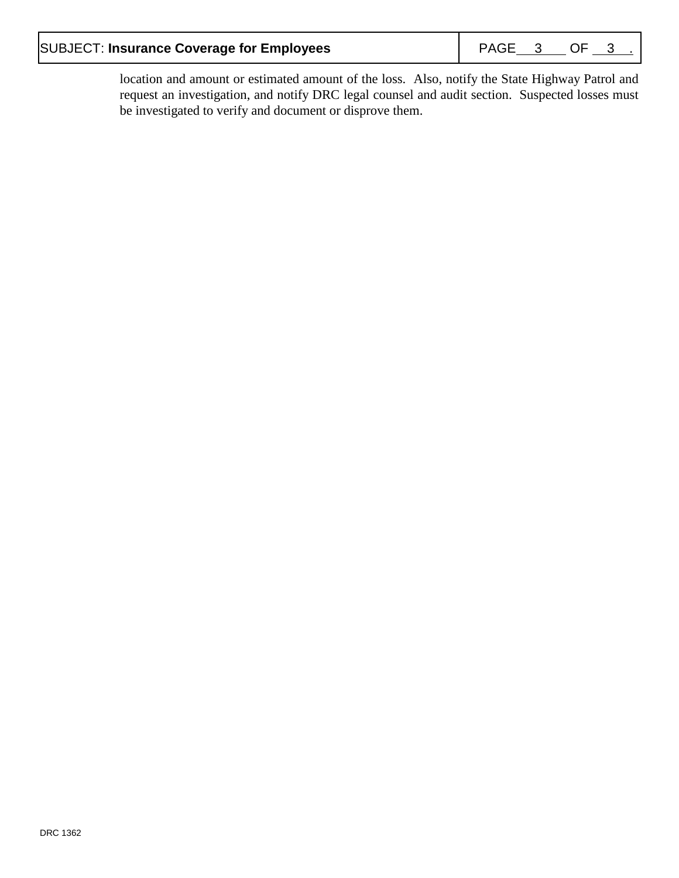location and amount or estimated amount of the loss. Also, notify the State Highway Patrol and request an investigation, and notify DRC legal counsel and audit section. Suspected losses must be investigated to verify and document or disprove them.